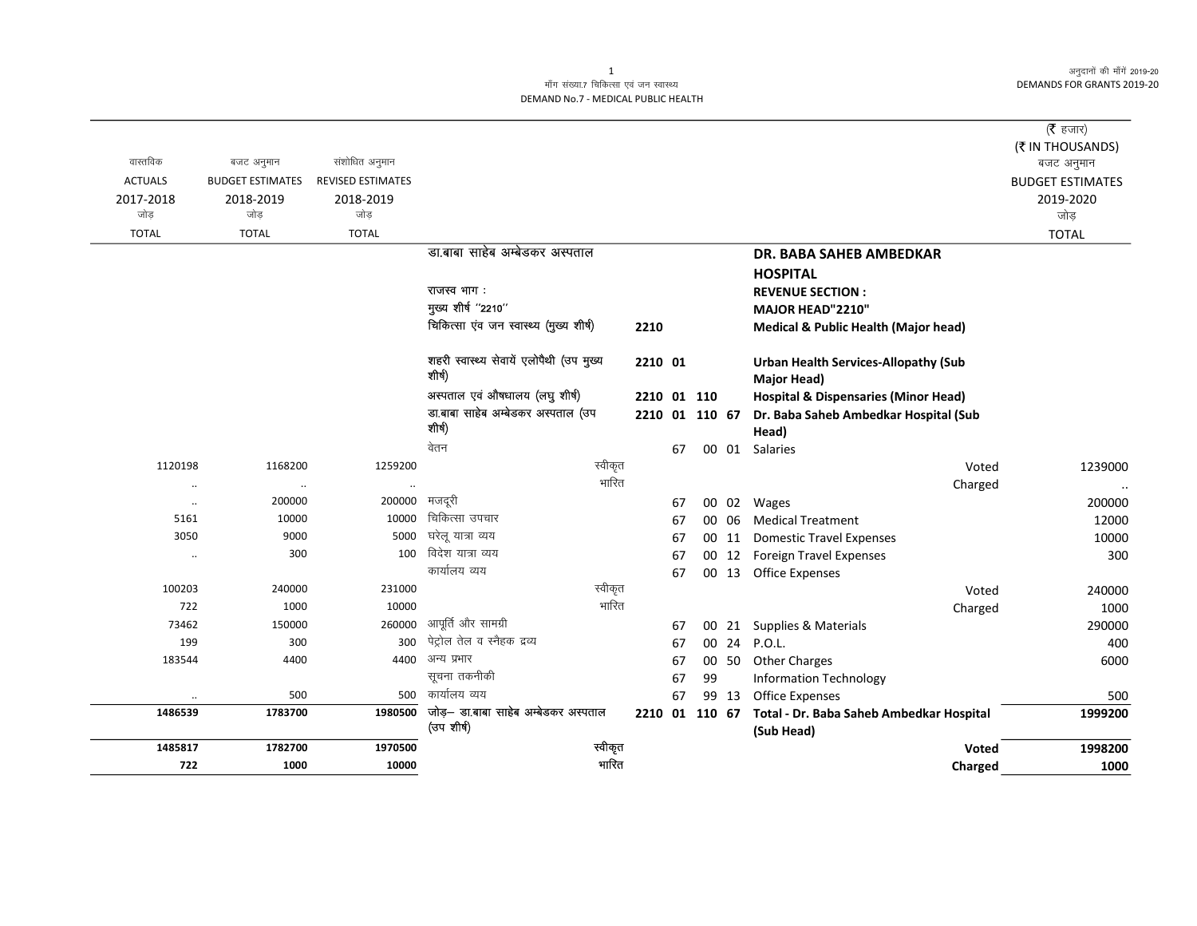माँग संख्या.7 चिकित्सा एवं जन स्वास्थ्य
DEMAND No.7 - MEDICAL PUBLIC HEALTH

अनुदानों की माँगें 2019-20
DEMANDS FOR GRANTS 2019-20

(₹ हजार)
(₹ IN THOUSANDS)

| वास्तविक ACTUALS 2017-2018 जोड़ TOTAL | बजट अनुमान BUDGET ESTIMATES 2018-2019 जोड़ TOTAL | संशोधित अनुमान REVISED ESTIMATES 2018-2019 जोड़ TOTAL | | | | | | | बजट अनुमान BUDGET ESTIMATES 2019-2020 जोड़ TOTAL |
|---|---|---|---|---|---|---|---|---|---|
| | | | डा.बाबा साहेब अम्बेडकर अस्पताल | | | | | **DR. BABA SAHEB AMBEDKAR HOSPITAL** | |
| | | | राजस्व भाग : | | | | | **REVENUE SECTION :** | |
| | | | मुख्य शीर्ष ''2210'' | | | | | **MAJOR HEAD"2210"** | |
| | | | चिकित्सा एंव जन स्वास्थ्य (मुख्य शीर्ष) | 2210 | | | | **Medical & Public Health (Major head)** | |
| | | | शहरी स्वास्थ्य सेवायें एलोपैथी (उप मुख्य शीर्ष) | 2210 | 01 | | | **Urban Health Services-Allopathy (Sub Major Head)** | |
| | | | अस्पताल एवं औषधालय (लघु शीर्ष) | 2210 | 01 | 110 | | **Hospital & Dispensaries (Minor Head)** | |
| | | | डा.बाबा साहेब अम्बेडकर अस्पताल (उप शीर्ष) | 2210 | 01 | 110 | 67 | **Dr. Baba Saheb Ambedkar Hospital (Sub Head)** | |
| | | | वेतन | | 67 | 00 | 01 | Salaries | |
| 1120198 | 1168200 | 1259200 | स्वीकृत | | | | | Voted | 1239000 |
| .. | .. | .. | भारित | | | | | Charged | .. |
| .. | 200000 | 200000 | मजदूरी | | 67 | 00 | 02 | Wages | 200000 |
| 5161 | 10000 | 10000 | चिकित्सा उपचार | | 67 | 00 | 06 | Medical Treatment | 12000 |
| 3050 | 9000 | 5000 | घरेलू यात्रा व्यय | | 67 | 00 | 11 | Domestic Travel Expenses | 10000 |
| .. | 300 | 100 | विदेश यात्रा व्यय | | 67 | 00 | 12 | Foreign Travel Expenses | 300 |
| | | | कार्यालय व्यय | | 67 | 00 | 13 | Office Expenses | |
| 100203 | 240000 | 231000 | स्वीकृत | | | | | Voted | 240000 |
| 722 | 1000 | 10000 | भारित | | | | | Charged | 1000 |
| 73462 | 150000 | 260000 | आपूर्ति और सामग्री | | 67 | 00 | 21 | Supplies & Materials | 290000 |
| 199 | 300 | 300 | पेट्रोल तेल व स्नैहक द्रव्य | | 67 | 00 | 24 | P.O.L. | 400 |
| 183544 | 4400 | 4400 | अन्य प्रभार | | 67 | 00 | 50 | Other Charges | 6000 |
| | | | सूचना तकनीकी | | 67 | 99 | | Information Technology | |
| .. | 500 | 500 | कार्यालय व्यय | | 67 | 99 | 13 | Office Expenses | 500 |
| **1486539** | **1783700** | **1980500** | जोड़– डा.बाबा साहेब अम्बेडकर अस्पताल (उप शीर्ष) | 2210 | 01 | 110 | 67 | **Total - Dr. Baba Saheb Ambedkar Hospital (Sub Head)** | **1999200** |
| **1485817** | **1782700** | **1970500** | स्वीकृत | | | | | **Voted** | **1998200** |
| **722** | **1000** | **10000** | भारित | | | | | **Charged** | **1000** |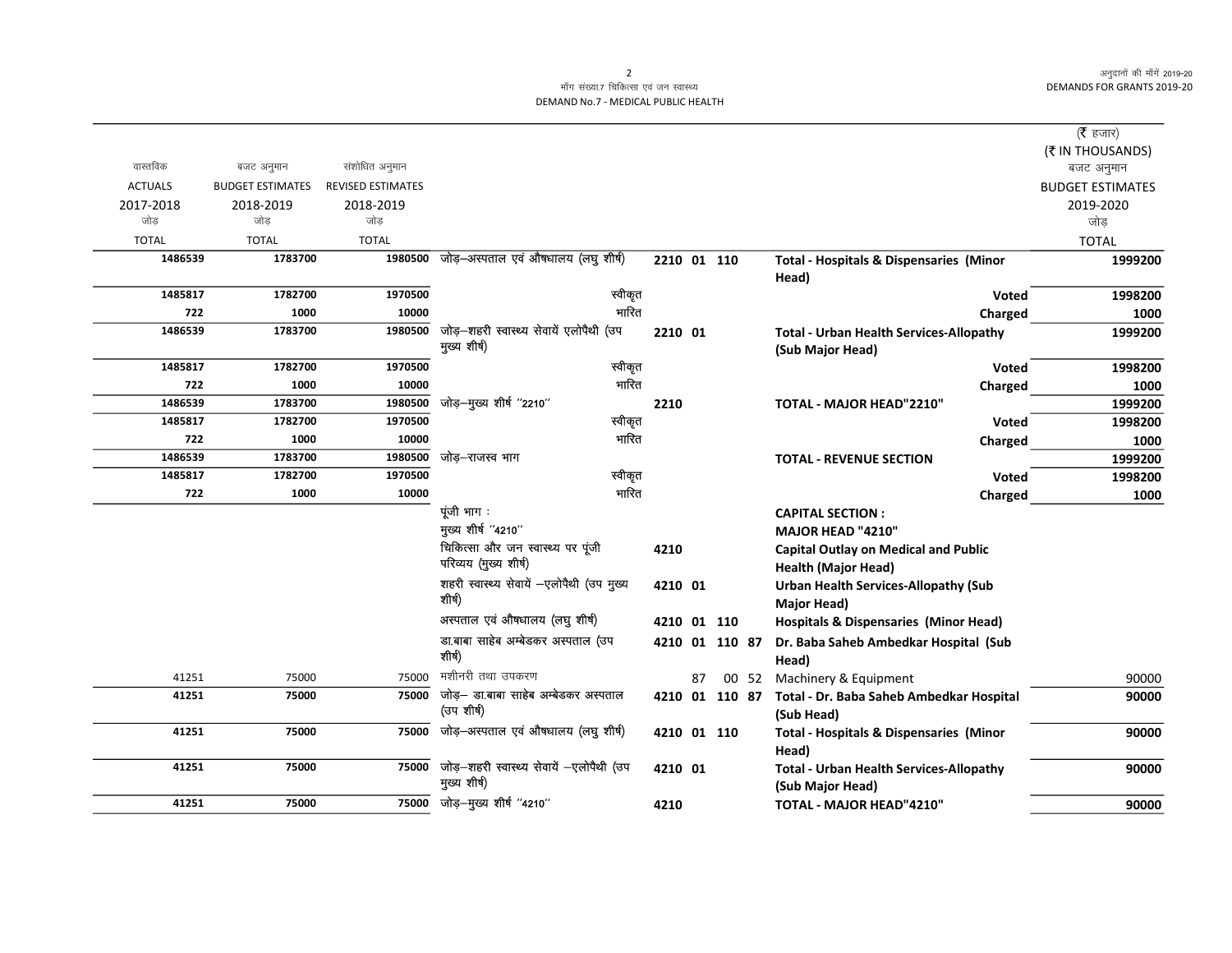माँग संख्या.7 चिकित्सा एवं जन स्वास्थ्य
DEMAND No.7 - MEDICAL PUBLIC HEALTH

(₹ हजार)
(₹ IN THOUSANDS)

| वास्तविक ACTUALS 2017-2018 जोड़ TOTAL | बजट अनुमान BUDGET ESTIMATES 2018-2019 जोड़ TOTAL | संशोधित अनुमान REVISED ESTIMATES 2018-2019 जोड़ TOTAL | | | | बजट अनुमान BUDGET ESTIMATES 2019-2020 जोड़ TOTAL |
|---|---|---|---|---|---|---|
| 1486539 | 1783700 | 1980500 | जोड़–अस्पताल एवं औषधालय (लघु शीर्ष) | 2210 01 110 | Total - Hospitals & Dispensaries (Minor Head) | 1999200 |
| 1485817 | 1782700 | 1970500 | स्वीकृत | | Voted | 1998200 |
| 722 | 1000 | 10000 | भारित | | Charged | 1000 |
| 1486539 | 1783700 | 1980500 | जोड़–शहरी स्वास्थ्य सेवायें एलोपैथी (उप मुख्य शीर्ष) | 2210 01 | Total - Urban Health Services-Allopathy (Sub Major Head) | 1999200 |
| 1485817 | 1782700 | 1970500 | स्वीकृत | | Voted | 1998200 |
| 722 | 1000 | 10000 | भारित | | Charged | 1000 |
| 1486539 | 1783700 | 1980500 | जोड़–मुख्य शीर्ष ''2210'' | 2210 | TOTAL - MAJOR HEAD"2210" | 1999200 |
| 1485817 | 1782700 | 1970500 | स्वीकृत | | Voted | 1998200 |
| 722 | 1000 | 10000 | भारित | | Charged | 1000 |
| 1486539 | 1783700 | 1980500 | जोड़–राजस्व भाग | | TOTAL - REVENUE SECTION | 1999200 |
| 1485817 | 1782700 | 1970500 | स्वीकृत | | Voted | 1998200 |
| 722 | 1000 | 10000 | भारित | | Charged | 1000 |
| | | | पूंजी भाग : | | CAPITAL SECTION : | |
| | | | मुख्य शीर्ष ''4210'' | | MAJOR HEAD "4210" | |
| | | | चिकित्सा और जन स्वास्थ्य पर पूंजी परिव्यय (मुख्य शीर्ष) | 4210 | Capital Outlay on Medical and Public Health (Major Head) | |
| | | | शहरी स्वास्थ्य सेवायें –एलोपैथी (उप मुख्य शीर्ष) | 4210 01 | Urban Health Services-Allopathy (Sub Major Head) | |
| | | | अस्पताल एवं औषधालय (लघु शीर्ष) | 4210 01 110 | Hospitals & Dispensaries (Minor Head) | |
| | | | डा.बाबा साहेब अम्बेडकर अस्पताल (उप शीर्ष) | 4210 01 110 87 | Dr. Baba Saheb Ambedkar Hospital (Sub Head) | |
| 41251 | 75000 | 75000 | मशीनरी तथा उपकरण | 87 00 52 | Machinery & Equipment | 90000 |
| 41251 | 75000 | 75000 | जोड़– डा.बाबा साहेब अम्बेडकर अस्पताल (उप शीर्ष) | 4210 01 110 87 | Total - Dr. Baba Saheb Ambedkar Hospital (Sub Head) | 90000 |
| 41251 | 75000 | 75000 | जोड़–अस्पताल एवं औषधालय (लघु शीर्ष) | 4210 01 110 | Total - Hospitals & Dispensaries (Minor Head) | 90000 |
| 41251 | 75000 | 75000 | जोड़–शहरी स्वास्थ्य सेवायें –एलोपैथी (उप मुख्य शीर्ष) | 4210 01 | Total - Urban Health Services-Allopathy (Sub Major Head) | 90000 |
| 41251 | 75000 | 75000 | जोड़–मुख्य शीर्ष ''4210'' | 4210 | TOTAL - MAJOR HEAD"4210" | 90000 |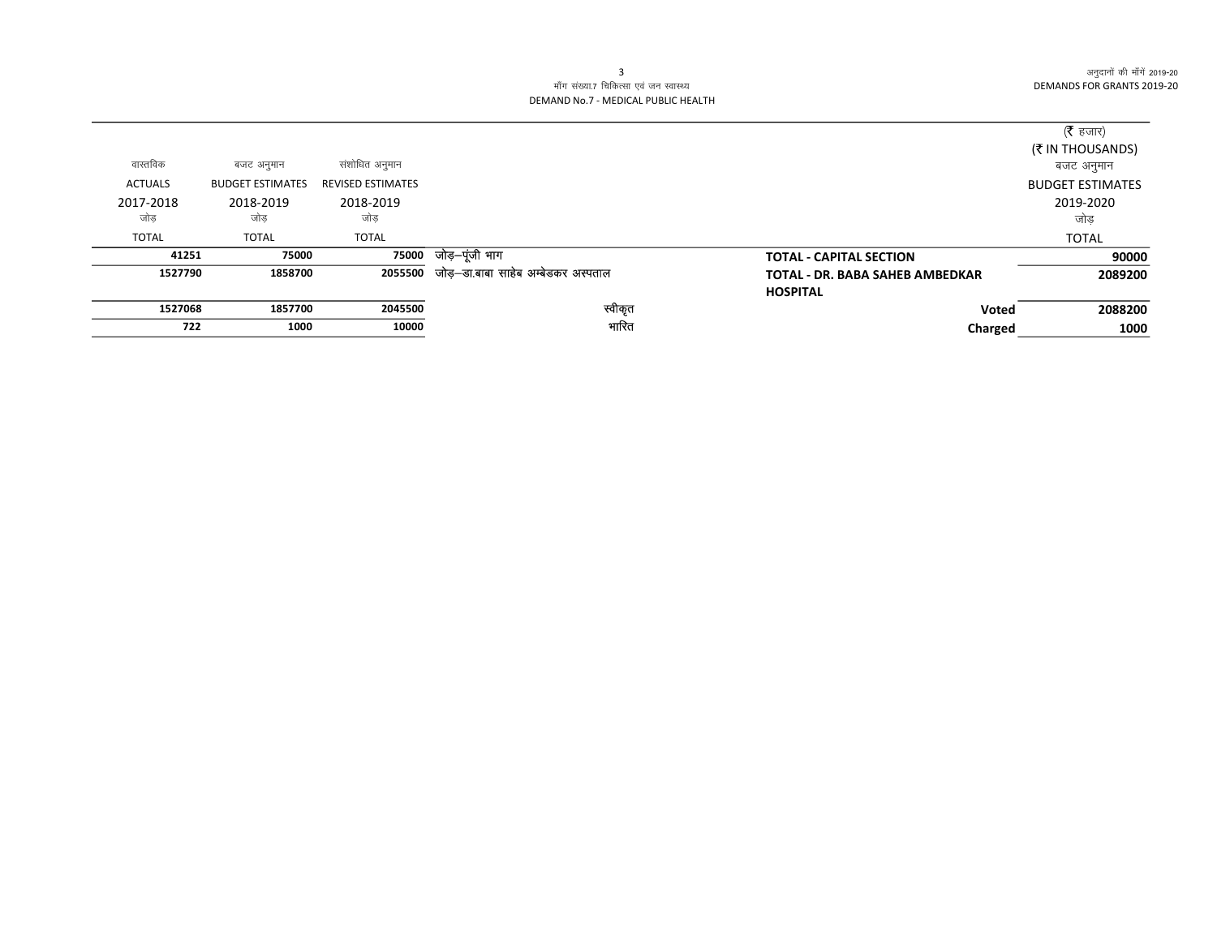माँग संख्या.7 चिकित्सा एवं जन स्वास्थ्य
DEMAND No.7 - MEDICAL PUBLIC HEALTH

| वास्तविक ACTUALS 2017-2018 जोड़ TOTAL | बजट अनुमान BUDGET ESTIMATES 2018-2019 जोड़ TOTAL | संशोधित अनुमान REVISED ESTIMATES 2018-2019 जोड़ TOTAL | | | (₹ हजार) (₹ IN THOUSANDS) बजट अनुमान BUDGET ESTIMATES 2019-2020 जोड़ TOTAL |
|---|---|---|---|---|---|
| 41251 | 75000 | 75000 | जोड़–पूंजी भाग | TOTAL - CAPITAL SECTION | 90000 |
| 1527790 | 1858700 | 2055500 | जोड़–डा.बाबा साहेब अम्बेडकर अस्पताल | TOTAL - DR. BABA SAHEB AMBEDKAR HOSPITAL | 2089200 |
| 1527068 | 1857700 | 2045500 | स्वीकृत | Voted | 2088200 |
| 722 | 1000 | 10000 | भारित | Charged | 1000 |